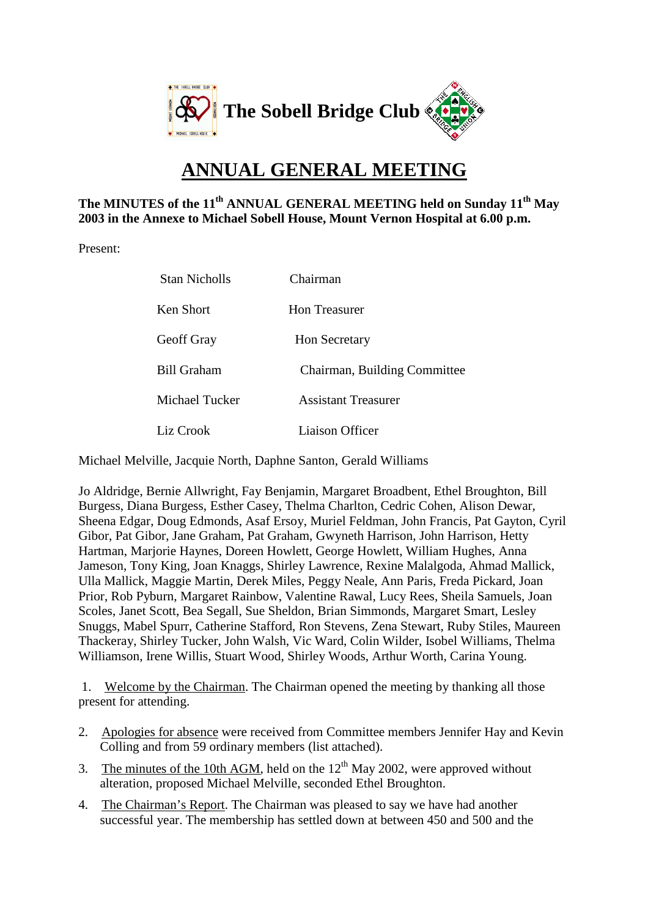**The Sobell Bridge Club**

# ANNUAL GENERAL MEETING

**The MINUTES of the 11th ANNUAL GENERAL MEETING held on Sunday 11th May 2003 in the Annexe to Michael Sobell House, Mount Vernon Hospital at 6.00 p.m.**

Present:

| | |
|---|---|
| Stan Nicholls | Chairman |
| Ken Short | Hon Treasurer |
| Geoff Gray | Hon Secretary |
| Bill Graham | Chairman, Building Committee |
| Michael Tucker | Assistant Treasurer |
| Liz Crook | Liaison Officer |

Michael Melville, Jacquie North, Daphne Santon, Gerald Williams

Jo Aldridge, Bernie Allwright, Fay Benjamin, Margaret Broadbent, Ethel Broughton, Bill Burgess, Diana Burgess, Esther Casey, Thelma Charlton, Cedric Cohen, Alison Dewar, Sheena Edgar, Doug Edmonds, Asaf Ersoy, Muriel Feldman, John Francis, Pat Gayton, Cyril Gibor, Pat Gibor, Jane Graham, Pat Graham, Gwyneth Harrison, John Harrison, Hetty Hartman, Marjorie Haynes, Doreen Howlett, George Howlett, William Hughes, Anna Jameson, Tony King, Joan Knaggs, Shirley Lawrence, Rexine Malalgoda, Ahmad Mallick, Ulla Mallick, Maggie Martin, Derek Miles, Peggy Neale, Ann Paris, Freda Pickard, Joan Prior, Rob Pyburn, Margaret Rainbow, Valentine Rawal, Lucy Rees, Sheila Samuels, Joan Scoles, Janet Scott, Bea Segall, Sue Sheldon, Brian Simmonds, Margaret Smart, Lesley Snuggs, Mabel Spurr, Catherine Stafford, Ron Stevens, Zena Stewart, Ruby Stiles, Maureen Thackeray, Shirley Tucker, John Walsh, Vic Ward, Colin Wilder, Isobel Williams, Thelma Williamson, Irene Willis, Stuart Wood, Shirley Woods, Arthur Worth, Carina Young.

1. Welcome by the Chairman. The Chairman opened the meeting by thanking all those present for attending.

2. Apologies for absence were received from Committee members Jennifer Hay and Kevin Colling and from 59 ordinary members (list attached).

3. The minutes of the 10th AGM, held on the 12th May 2002, were approved without alteration, proposed Michael Melville, seconded Ethel Broughton.

4. The Chairman's Report. The Chairman was pleased to say we have had another successful year. The membership has settled down at between 450 and 500 and the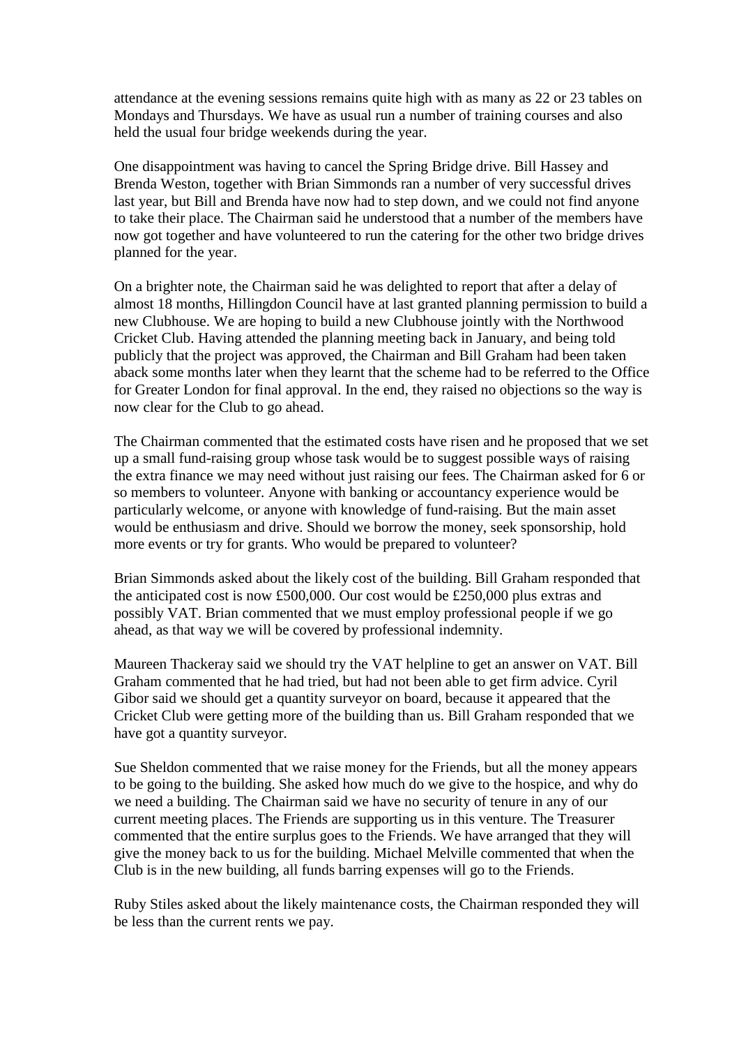attendance at the evening sessions remains quite high with as many as 22 or 23 tables on Mondays and Thursdays. We have as usual run a number of training courses and also held the usual four bridge weekends during the year.

One disappointment was having to cancel the Spring Bridge drive. Bill Hassey and Brenda Weston, together with Brian Simmonds ran a number of very successful drives last year, but Bill and Brenda have now had to step down, and we could not find anyone to take their place. The Chairman said he understood that a number of the members have now got together and have volunteered to run the catering for the other two bridge drives planned for the year.

On a brighter note, the Chairman said he was delighted to report that after a delay of almost 18 months, Hillingdon Council have at last granted planning permission to build a new Clubhouse. We are hoping to build a new Clubhouse jointly with the Northwood Cricket Club. Having attended the planning meeting back in January, and being told publicly that the project was approved, the Chairman and Bill Graham had been taken aback some months later when they learnt that the scheme had to be referred to the Office for Greater London for final approval. In the end, they raised no objections so the way is now clear for the Club to go ahead.

The Chairman commented that the estimated costs have risen and he proposed that we set up a small fund-raising group whose task would be to suggest possible ways of raising the extra finance we may need without just raising our fees. The Chairman asked for 6 or so members to volunteer. Anyone with banking or accountancy experience would be particularly welcome, or anyone with knowledge of fund-raising. But the main asset would be enthusiasm and drive. Should we borrow the money, seek sponsorship, hold more events or try for grants. Who would be prepared to volunteer?

Brian Simmonds asked about the likely cost of the building. Bill Graham responded that the anticipated cost is now £500,000. Our cost would be £250,000 plus extras and possibly VAT. Brian commented that we must employ professional people if we go ahead, as that way we will be covered by professional indemnity.

Maureen Thackeray said we should try the VAT helpline to get an answer on VAT. Bill Graham commented that he had tried, but had not been able to get firm advice. Cyril Gibor said we should get a quantity surveyor on board, because it appeared that the Cricket Club were getting more of the building than us. Bill Graham responded that we have got a quantity surveyor.

Sue Sheldon commented that we raise money for the Friends, but all the money appears to be going to the building. She asked how much do we give to the hospice, and why do we need a building. The Chairman said we have no security of tenure in any of our current meeting places. The Friends are supporting us in this venture. The Treasurer commented that the entire surplus goes to the Friends. We have arranged that they will give the money back to us for the building. Michael Melville commented that when the Club is in the new building, all funds barring expenses will go to the Friends.

Ruby Stiles asked about the likely maintenance costs, the Chairman responded they will be less than the current rents we pay.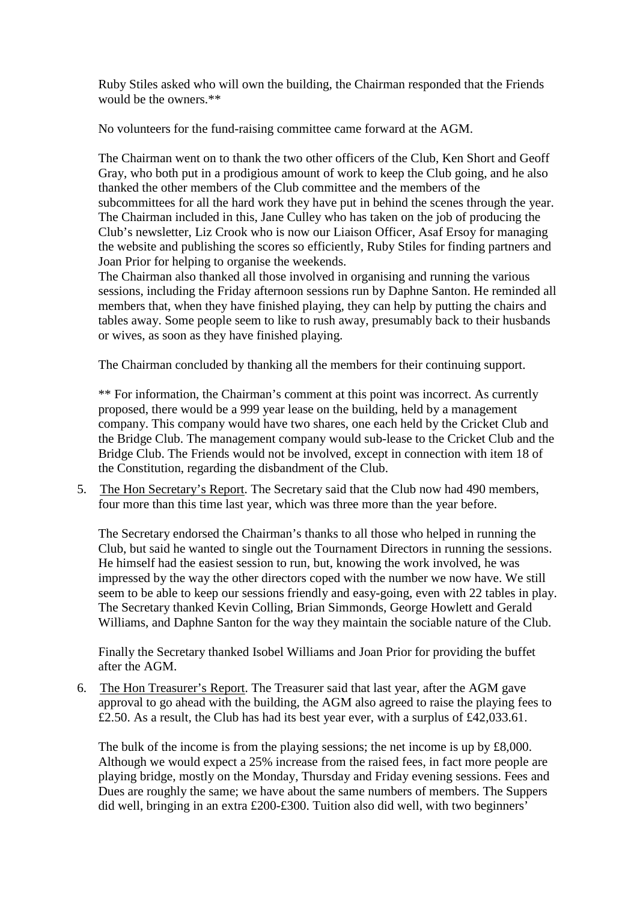Ruby Stiles asked who will own the building, the Chairman responded that the Friends would be the owners.**

No volunteers for the fund-raising committee came forward at the AGM.

The Chairman went on to thank the two other officers of the Club, Ken Short and Geoff Gray, who both put in a prodigious amount of work to keep the Club going, and he also thanked the other members of the Club committee and the members of the subcommittees for all the hard work they have put in behind the scenes through the year. The Chairman included in this, Jane Culley who has taken on the job of producing the Club's newsletter, Liz Crook who is now our Liaison Officer, Asaf Ersoy for managing the website and publishing the scores so efficiently, Ruby Stiles for finding partners and Joan Prior for helping to organise the weekends.
The Chairman also thanked all those involved in organising and running the various sessions, including the Friday afternoon sessions run by Daphne Santon. He reminded all members that, when they have finished playing, they can help by putting the chairs and tables away. Some people seem to like to rush away, presumably back to their husbands or wives, as soon as they have finished playing.

The Chairman concluded by thanking all the members for their continuing support.

** For information, the Chairman's comment at this point was incorrect. As currently proposed, there would be a 999 year lease on the building, held by a management company. This company would have two shares, one each held by the Cricket Club and the Bridge Club. The management company would sub-lease to the Cricket Club and the Bridge Club. The Friends would not be involved, except in connection with item 18 of the Constitution, regarding the disbandment of the Club.

5. The Hon Secretary's Report. The Secretary said that the Club now had 490 members, four more than this time last year, which was three more than the year before.

   The Secretary endorsed the Chairman's thanks to all those who helped in running the Club, but said he wanted to single out the Tournament Directors in running the sessions. He himself had the easiest session to run, but, knowing the work involved, he was impressed by the way the other directors coped with the number we now have. We still seem to be able to keep our sessions friendly and easy-going, even with 22 tables in play. The Secretary thanked Kevin Colling, Brian Simmonds, George Howlett and Gerald Williams, and Daphne Santon for the way they maintain the sociable nature of the Club.

   Finally the Secretary thanked Isobel Williams and Joan Prior for providing the buffet after the AGM.

6. The Hon Treasurer's Report. The Treasurer said that last year, after the AGM gave approval to go ahead with the building, the AGM also agreed to raise the playing fees to £2.50. As a result, the Club has had its best year ever, with a surplus of £42,033.61.

   The bulk of the income is from the playing sessions; the net income is up by £8,000. Although we would expect a 25% increase from the raised fees, in fact more people are playing bridge, mostly on the Monday, Thursday and Friday evening sessions. Fees and Dues are roughly the same; we have about the same numbers of members. The Suppers did well, bringing in an extra £200-£300. Tuition also did well, with two beginners'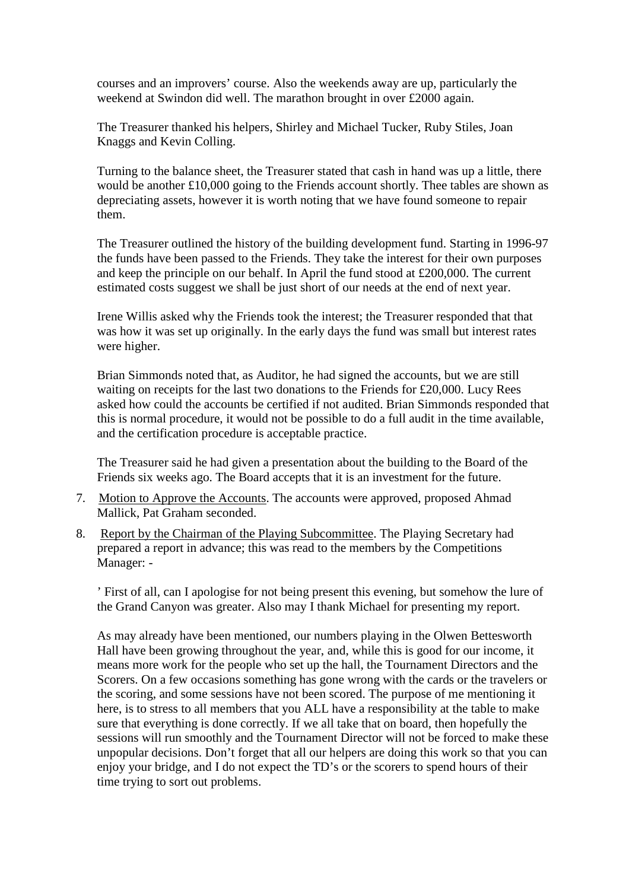courses and an improvers' course. Also the weekends away are up, particularly the weekend at Swindon did well. The marathon brought in over £2000 again.

The Treasurer thanked his helpers, Shirley and Michael Tucker, Ruby Stiles, Joan Knaggs and Kevin Colling.

Turning to the balance sheet, the Treasurer stated that cash in hand was up a little, there would be another £10,000 going to the Friends account shortly. Thee tables are shown as depreciating assets, however it is worth noting that we have found someone to repair them.

The Treasurer outlined the history of the building development fund. Starting in 1996-97 the funds have been passed to the Friends. They take the interest for their own purposes and keep the principle on our behalf. In April the fund stood at £200,000. The current estimated costs suggest we shall be just short of our needs at the end of next year.

Irene Willis asked why the Friends took the interest; the Treasurer responded that that was how it was set up originally. In the early days the fund was small but interest rates were higher.

Brian Simmonds noted that, as Auditor, he had signed the accounts, but we are still waiting on receipts for the last two donations to the Friends for £20,000. Lucy Rees asked how could the accounts be certified if not audited. Brian Simmonds responded that this is normal procedure, it would not be possible to do a full audit in the time available, and the certification procedure is acceptable practice.

The Treasurer said he had given a presentation about the building to the Board of the Friends six weeks ago. The Board accepts that it is an investment for the future.

7. Motion to Approve the Accounts. The accounts were approved, proposed Ahmad Mallick, Pat Graham seconded.

8. Report by the Chairman of the Playing Subcommittee. The Playing Secretary had prepared a report in advance; this was read to the members by the Competitions Manager: -

' First of all, can I apologise for not being present this evening, but somehow the lure of the Grand Canyon was greater. Also may I thank Michael for presenting my report.

As may already have been mentioned, our numbers playing in the Olwen Bettesworth Hall have been growing throughout the year, and, while this is good for our income, it means more work for the people who set up the hall, the Tournament Directors and the Scorers. On a few occasions something has gone wrong with the cards or the travelers or the scoring, and some sessions have not been scored. The purpose of me mentioning it here, is to stress to all members that you ALL have a responsibility at the table to make sure that everything is done correctly. If we all take that on board, then hopefully the sessions will run smoothly and the Tournament Director will not be forced to make these unpopular decisions. Don't forget that all our helpers are doing this work so that you can enjoy your bridge, and I do not expect the TD's or the scorers to spend hours of their time trying to sort out problems.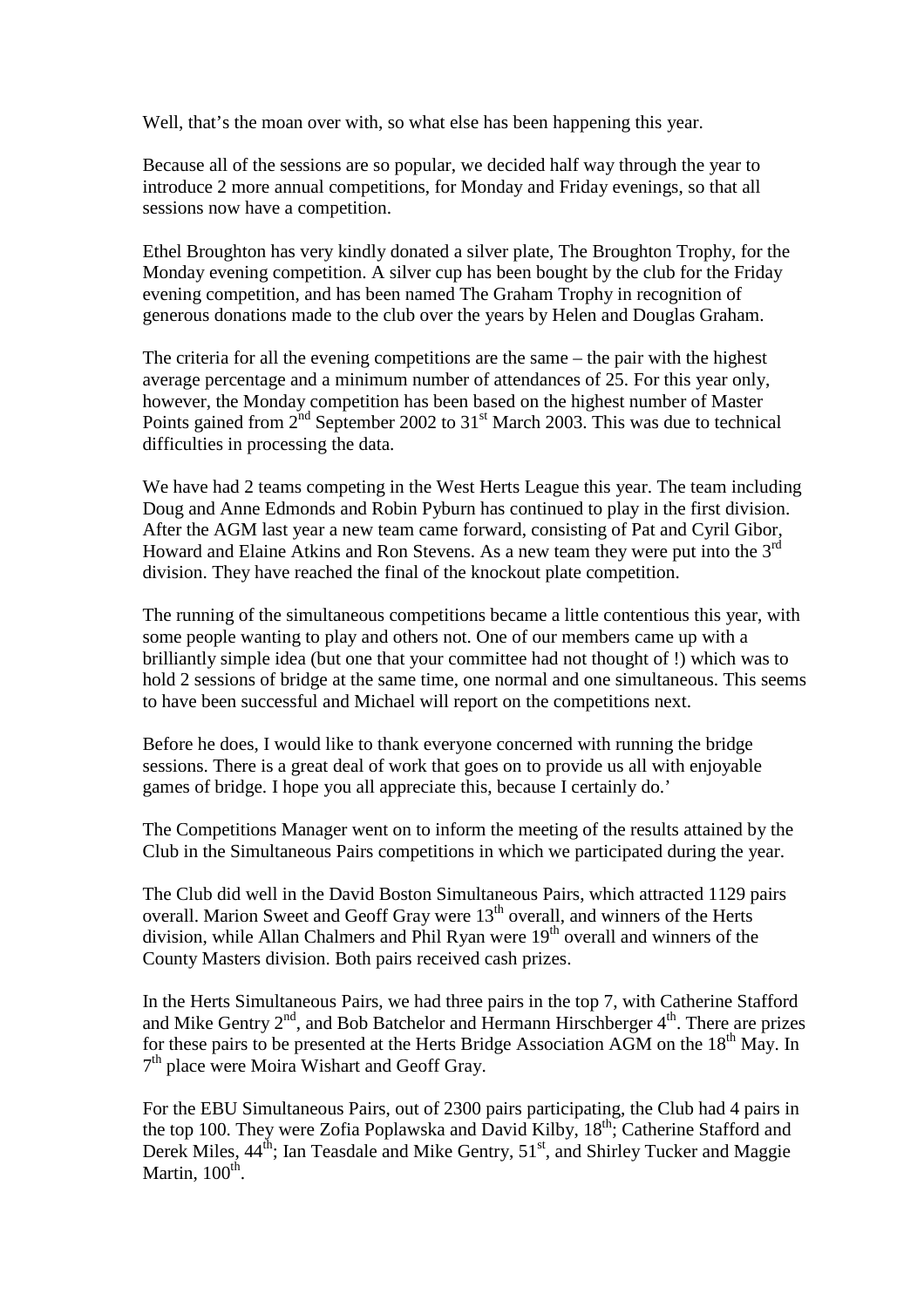Well, that's the moan over with, so what else has been happening this year.

Because all of the sessions are so popular, we decided half way through the year to introduce 2 more annual competitions, for Monday and Friday evenings, so that all sessions now have a competition.

Ethel Broughton has very kindly donated a silver plate, The Broughton Trophy, for the Monday evening competition. A silver cup has been bought by the club for the Friday evening competition, and has been named The Graham Trophy in recognition of generous donations made to the club over the years by Helen and Douglas Graham.

The criteria for all the evening competitions are the same – the pair with the highest average percentage and a minimum number of attendances of 25. For this year only, however, the Monday competition has been based on the highest number of Master Points gained from 2nd September 2002 to 31st March 2003. This was due to technical difficulties in processing the data.

We have had 2 teams competing in the West Herts League this year. The team including Doug and Anne Edmonds and Robin Pyburn has continued to play in the first division. After the AGM last year a new team came forward, consisting of Pat and Cyril Gibor, Howard and Elaine Atkins and Ron Stevens. As a new team they were put into the 3rd division. They have reached the final of the knockout plate competition.

The running of the simultaneous competitions became a little contentious this year, with some people wanting to play and others not. One of our members came up with a brilliantly simple idea (but one that your committee had not thought of !) which was to hold 2 sessions of bridge at the same time, one normal and one simultaneous. This seems to have been successful and Michael will report on the competitions next.

Before he does, I would like to thank everyone concerned with running the bridge sessions. There is a great deal of work that goes on to provide us all with enjoyable games of bridge. I hope you all appreciate this, because I certainly do.'

The Competitions Manager went on to inform the meeting of the results attained by the Club in the Simultaneous Pairs competitions in which we participated during the year.

The Club did well in the David Boston Simultaneous Pairs, which attracted 1129 pairs overall. Marion Sweet and Geoff Gray were 13th overall, and winners of the Herts division, while Allan Chalmers and Phil Ryan were 19th overall and winners of the County Masters division. Both pairs received cash prizes.

In the Herts Simultaneous Pairs, we had three pairs in the top 7, with Catherine Stafford and Mike Gentry 2nd, and Bob Batchelor and Hermann Hirschberger 4th. There are prizes for these pairs to be presented at the Herts Bridge Association AGM on the 18th May. In 7th place were Moira Wishart and Geoff Gray.

For the EBU Simultaneous Pairs, out of 2300 pairs participating, the Club had 4 pairs in the top 100. They were Zofia Poplawska and David Kilby, 18th; Catherine Stafford and Derek Miles, 44th; Ian Teasdale and Mike Gentry, 51st, and Shirley Tucker and Maggie Martin, 100th.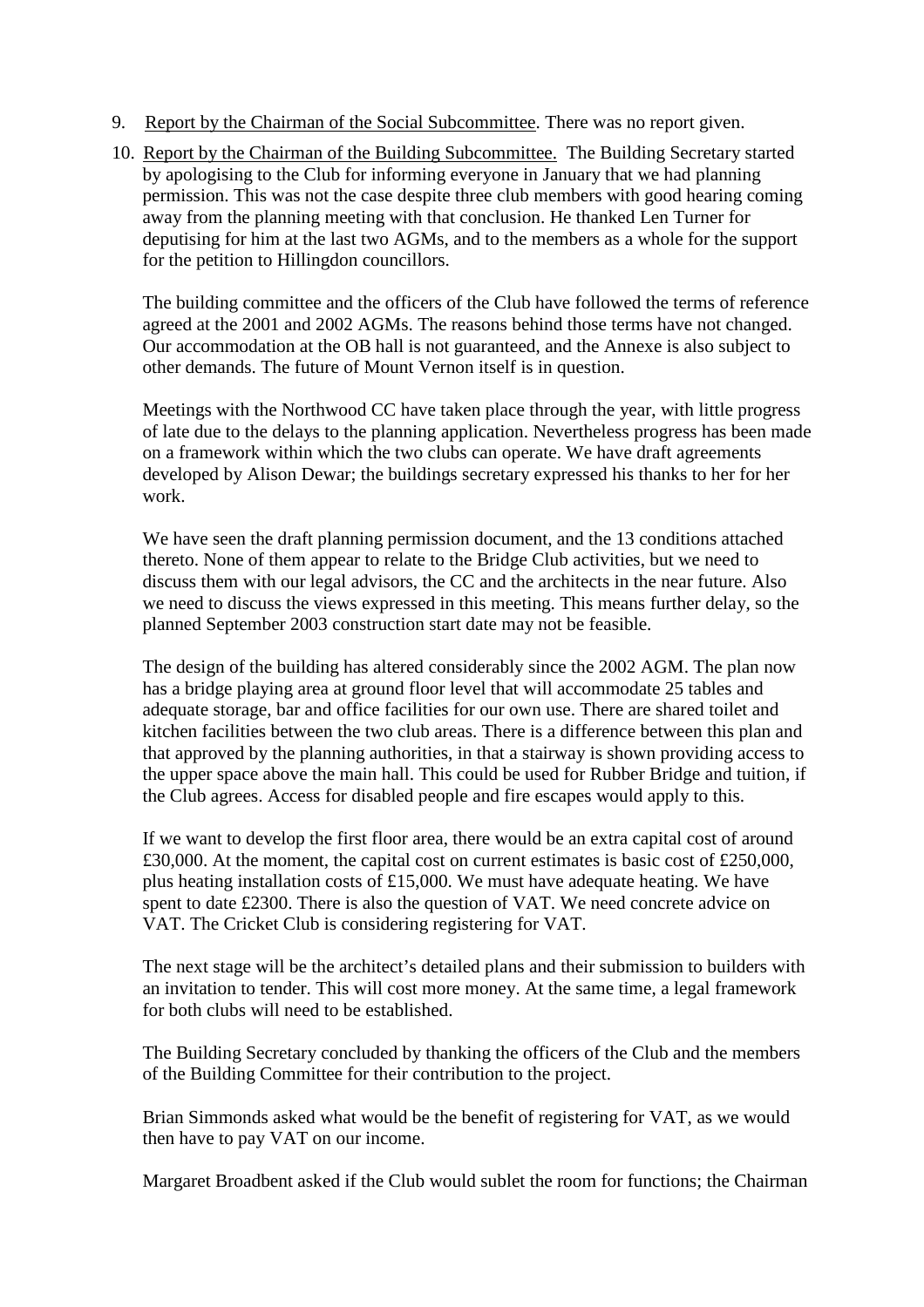9. <u>Report by the Chairman of the Social Subcommittee</u>. There was no report given.

10. <u>Report by the Chairman of the Building Subcommittee.</u> The Building Secretary started by apologising to the Club for informing everyone in January that we had planning permission. This was not the case despite three club members with good hearing coming away from the planning meeting with that conclusion. He thanked Len Turner for deputising for him at the last two AGMs, and to the members as a whole for the support for the petition to Hillingdon councillors.

    The building committee and the officers of the Club have followed the terms of reference agreed at the 2001 and 2002 AGMs. The reasons behind those terms have not changed. Our accommodation at the OB hall is not guaranteed, and the Annexe is also subject to other demands. The future of Mount Vernon itself is in question.

    Meetings with the Northwood CC have taken place through the year, with little progress of late due to the delays to the planning application. Nevertheless progress has been made on a framework within which the two clubs can operate. We have draft agreements developed by Alison Dewar; the buildings secretary expressed his thanks to her for her work.

    We have seen the draft planning permission document, and the 13 conditions attached thereto. None of them appear to relate to the Bridge Club activities, but we need to discuss them with our legal advisors, the CC and the architects in the near future. Also we need to discuss the views expressed in this meeting. This means further delay, so the planned September 2003 construction start date may not be feasible.

    The design of the building has altered considerably since the 2002 AGM. The plan now has a bridge playing area at ground floor level that will accommodate 25 tables and adequate storage, bar and office facilities for our own use. There are shared toilet and kitchen facilities between the two club areas. There is a difference between this plan and that approved by the planning authorities, in that a stairway is shown providing access to the upper space above the main hall. This could be used for Rubber Bridge and tuition, if the Club agrees. Access for disabled people and fire escapes would apply to this.

    If we want to develop the first floor area, there would be an extra capital cost of around £30,000. At the moment, the capital cost on current estimates is basic cost of £250,000, plus heating installation costs of £15,000. We must have adequate heating. We have spent to date £2300. There is also the question of VAT. We need concrete advice on VAT. The Cricket Club is considering registering for VAT.

    The next stage will be the architect's detailed plans and their submission to builders with an invitation to tender. This will cost more money. At the same time, a legal framework for both clubs will need to be established.

    The Building Secretary concluded by thanking the officers of the Club and the members of the Building Committee for their contribution to the project.

    Brian Simmonds asked what would be the benefit of registering for VAT, as we would then have to pay VAT on our income.

    Margaret Broadbent asked if the Club would sublet the room for functions; the Chairman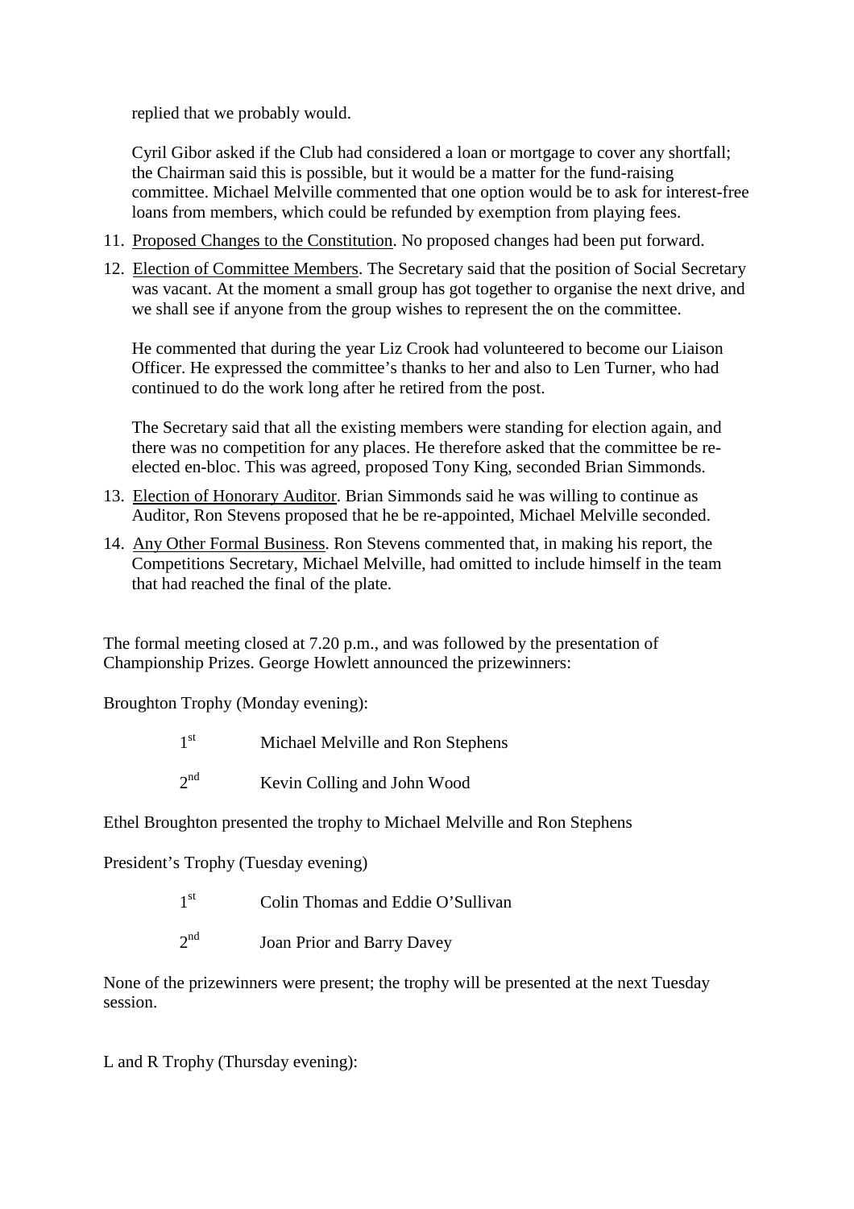replied that we probably would.

Cyril Gibor asked if the Club had considered a loan or mortgage to cover any shortfall; the Chairman said this is possible, but it would be a matter for the fund-raising committee. Michael Melville commented that one option would be to ask for interest-free loans from members, which could be refunded by exemption from playing fees.

11. Proposed Changes to the Constitution. No proposed changes had been put forward.

12. Election of Committee Members. The Secretary said that the position of Social Secretary was vacant. At the moment a small group has got together to organise the next drive, and we shall see if anyone from the group wishes to represent the on the committee.

    He commented that during the year Liz Crook had volunteered to become our Liaison Officer. He expressed the committee's thanks to her and also to Len Turner, who had continued to do the work long after he retired from the post.

    The Secretary said that all the existing members were standing for election again, and there was no competition for any places. He therefore asked that the committee be re-elected en-bloc. This was agreed, proposed Tony King, seconded Brian Simmonds.

13. Election of Honorary Auditor. Brian Simmonds said he was willing to continue as Auditor, Ron Stevens proposed that he be re-appointed, Michael Melville seconded.

14. Any Other Formal Business. Ron Stevens commented that, in making his report, the Competitions Secretary, Michael Melville, had omitted to include himself in the team that had reached the final of the plate.

The formal meeting closed at 7.20 p.m., and was followed by the presentation of Championship Prizes. George Howlett announced the prizewinners:

Broughton Trophy (Monday evening):

1st Michael Melville and Ron Stephens

2nd Kevin Colling and John Wood

Ethel Broughton presented the trophy to Michael Melville and Ron Stephens

President's Trophy (Tuesday evening)

1st Colin Thomas and Eddie O'Sullivan

2nd Joan Prior and Barry Davey

None of the prizewinners were present; the trophy will be presented at the next Tuesday session.

L and R Trophy (Thursday evening):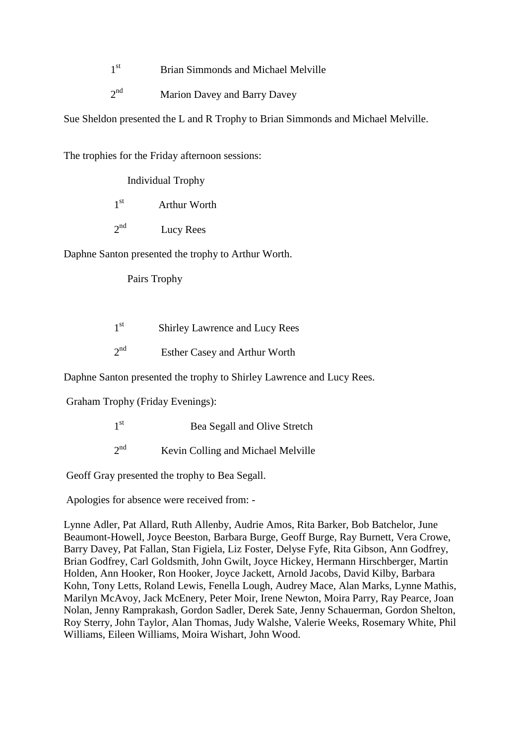1st Brian Simmonds and Michael Melville

2nd Marion Davey and Barry Davey

Sue Sheldon presented the L and R Trophy to Brian Simmonds and Michael Melville.

The trophies for the Friday afternoon sessions:

Individual Trophy

1st Arthur Worth

2nd Lucy Rees

Daphne Santon presented the trophy to Arthur Worth.

Pairs Trophy

1st Shirley Lawrence and Lucy Rees

2nd Esther Casey and Arthur Worth

Daphne Santon presented the trophy to Shirley Lawrence and Lucy Rees.

Graham Trophy (Friday Evenings):

1st Bea Segall and Olive Stretch

2nd Kevin Colling and Michael Melville

Geoff Gray presented the trophy to Bea Segall.

Apologies for absence were received from: -

Lynne Adler, Pat Allard, Ruth Allenby, Audrie Amos, Rita Barker, Bob Batchelor, June Beaumont-Howell, Joyce Beeston, Barbara Burge, Geoff Burge, Ray Burnett, Vera Crowe, Barry Davey, Pat Fallan, Stan Figiela, Liz Foster, Delyse Fyfe, Rita Gibson, Ann Godfrey, Brian Godfrey, Carl Goldsmith, John Gwilt, Joyce Hickey, Hermann Hirschberger, Martin Holden, Ann Hooker, Ron Hooker, Joyce Jackett, Arnold Jacobs, David Kilby, Barbara Kohn, Tony Letts, Roland Lewis, Fenella Lough, Audrey Mace, Alan Marks, Lynne Mathis, Marilyn McAvoy, Jack McEnery, Peter Moir, Irene Newton, Moira Parry, Ray Pearce, Joan Nolan, Jenny Ramprakash, Gordon Sadler, Derek Sate, Jenny Schauerman, Gordon Shelton, Roy Sterry, John Taylor, Alan Thomas, Judy Walshe, Valerie Weeks, Rosemary White, Phil Williams, Eileen Williams, Moira Wishart, John Wood.